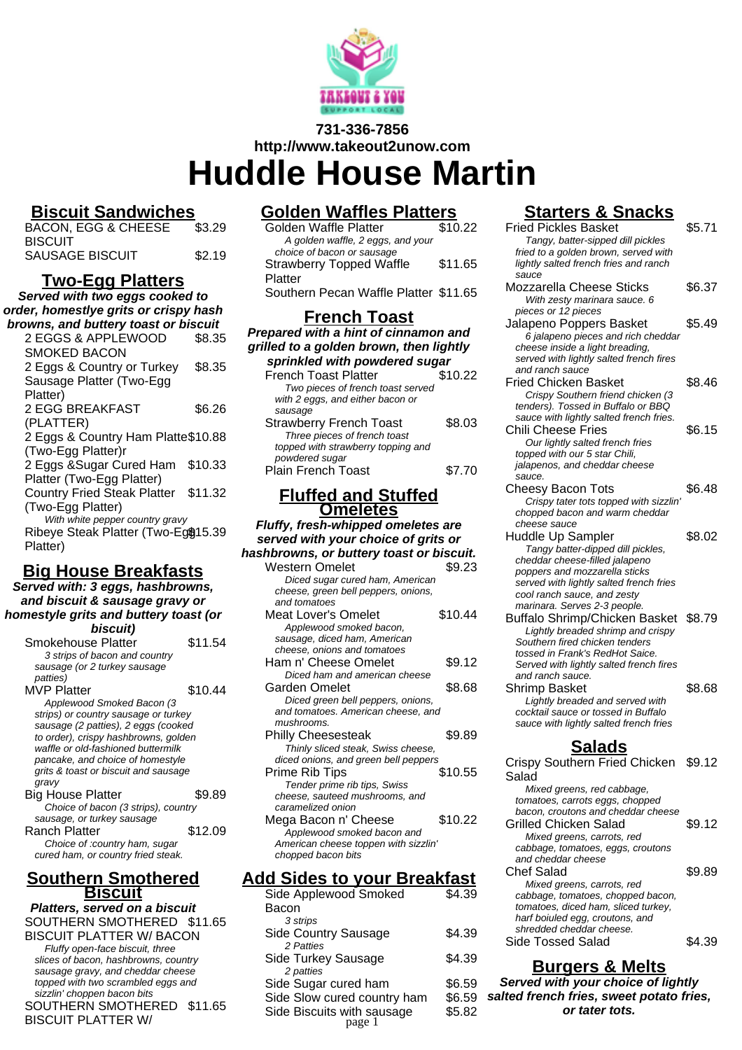731-336-7856
http://www.takeout2unow.com

# Huddle House Martin

## Biscuit Sandwiches

| Item | Price |
|---|---|
| BACON, EGG & CHEESE BISCUIT | $3.29 |
| SAUSAGE BISCUIT | $2.19 |

## Two-Egg Platters

**Served with two eggs cooked to order, homestyle grits or crispy hash browns, and buttery toast or biscuit**

| Item | Price |
|---|---|
| 2 EGGS & APPLEWOOD SMOKED BACON | $8.35 |
| 2 Eggs & Country or Turkey Sausage Platter (Two-Egg Platter) | $8.35 |
| 2 EGG BREAKFAST (PLATTER) | $6.26 |
| 2 Eggs & Country Ham Platter (Two-Egg Platter)r | $10.88 |
| 2 Eggs &Sugar Cured Ham Platter (Two-Egg Platter) | $10.33 |
| Country Fried Steak Platter (Two-Egg Platter) | $11.32 |

*With white pepper country gravy*

| Item | Price |
|---|---|
| Ribeye Steak Platter (Two-Egg Platter) | $15.39 |

## Big House Breakfasts

**Served with: 3 eggs, hashbrowns, and biscuit & sausage gravy or homestyle grits and buttery toast (or biscuit)**

**Smokehouse Platter** — $11.54
*3 strips of bacon and country sausage (or 2 turkey sausage patties)*

**MVP Platter** — $10.44
*Applewood Smoked Bacon (3 strips) or country sausage or turkey sausage (2 patties), 2 eggs (cooked to order), crispy hashbrowns, golden waffle or old-fashioned buttermilk pancake, and choice of homestyle grits & toast or biscuit and sausage gravy*

**Big House Platter** — $9.89
*Choice of bacon (3 strips), country sausage, or turkey sausage*

**Ranch Platter** — $12.09
*Choice of :country ham, sugar cured ham, or country fried steak.*

## Southern Smothered Biscuit

**Platters, served on a biscuit**

**SOUTHERN SMOTHERED BISCUIT PLATTER W/ BACON** — $11.65
*Fluffy open-face biscuit, three slices of bacon, hashbrowns, country sausage gravy, and cheddar cheese topped with two scrambled eggs and sizzlin' choppen bacon bits*

**SOUTHERN SMOTHERED BISCUIT PLATTER W/** — $11.65

## Golden Waffles Platters

**Golden Waffle Platter** — $10.22
*A golden waffle, 2 eggs, and your choice of bacon or sausage*

**Strawberry Topped Waffle Platter** — $11.65

**Southern Pecan Waffle Platter** — $11.65

## French Toast

**Prepared with a hint of cinnamon and grilled to a golden brown, then lightly sprinkled with powdered sugar**

**French Toast Platter** — $10.22
*Two pieces of french toast served with 2 eggs, and either bacon or sausage*

**Strawberry French Toast** — $8.03
*Three pieces of french toast topped with strawberry topping and powdered sugar*

**Plain French Toast** — $7.70

## Fluffed and Stuffed Omeletes

**Fluffy, fresh-whipped omeletes are served with your choice of grits or hashbrowns, or buttery toast or biscuit.**

**Western Omelet** — $9.23
*Diced sugar cured ham, American cheese, green bell peppers, onions, and tomatoes*

**Meat Lover's Omelet** — $10.44
*Applewood smoked bacon, sausage, diced ham, American cheese, onions and tomatoes*

**Ham n' Cheese Omelet** — $9.12
*Diced ham and american cheese*

**Garden Omelet** — $8.68
*Diced green bell peppers, onions, and tomatoes. American cheese, and mushrooms.*

**Philly Cheesesteak** — $9.89
*Thinly sliced steak, Swiss cheese, diced onions, and green bell peppers*

**Prime Rib Tips** — $10.55
*Tender prime rib tips, Swiss cheese, sauteed mushrooms, and caramelized onion*

**Mega Bacon n' Cheese** — $10.22
*Applewood smoked bacon and American cheese toppen with sizzlin' chopped bacon bits*

## Add Sides to your Breakfast

**Side Applewood Smoked Bacon** — $4.39
*3 strips*

**Side Country Sausage** — $4.39
*2 Patties*

**Side Turkey Sausage** — $4.39
*2 patties*

| Item | Price |
|---|---|
| Side Sugar cured ham | $6.59 |
| Side Slow cured country ham | $6.59 |
| Side Biscuits with sausage | $5.82 |

## Starters & Snacks

**Fried Pickles Basket** — $5.71
*Tangy, batter-sipped dill pickles fried to a golden brown, served with lightly salted french fries and ranch sauce*

**Mozzarella Cheese Sticks** — $6.37
*With zesty marinara sauce. 6 pieces or 12 pieces*

**Jalapeno Poppers Basket** — $5.49
*6 jalapeno pieces and rich cheddar cheese inside a light breading, served with lightly salted french fires and ranch sauce*

**Fried Chicken Basket** — $8.46
*Crispy Southern friend chicken (3 tenders). Tossed in Buffalo or BBQ sauce with lightly salted french fries.*

**Chili Cheese Fries** — $6.15
*Our lightly salted french fries topped with our 5 star Chili, jalapenos, and cheddar cheese sauce.*

**Cheesy Bacon Tots** — $6.48
*Crispy tater tots topped with sizzlin' chopped bacon and warm cheddar cheese sauce*

**Huddle Up Sampler** — $8.02
*Tangy batter-dipped dill pickles, cheddar cheese-filled jalapeno poppers and mozzarella sticks served with lightly salted french fries cool ranch sauce, and zesty marinara. Serves 2-3 people.*

**Buffalo Shrimp/Chicken Basket** — $8.79
*Lightly breaded shrimp and crispy Southern fired chicken tenders tossed in Frank's RedHot Saice. Served with lightly salted french fires and ranch sauce.*

**Shrimp Basket** — $8.68
*Lightly breaded and served with cocktail sauce or tossed in Buffalo sauce with lightly salted french fries*

## Salads

**Crispy Southern Fried Chicken Salad** — $9.12
*Mixed greens, red cabbage, tomatoes, carrots eggs, chopped bacon, croutons and cheddar cheese*

**Grilled Chicken Salad** — $9.12
*Mixed greens, carrots, red cabbage, tomatoes, eggs, croutons and cheddar cheese*

**Chef Salad** — $9.89
*Mixed greens, carrots, red cabbage, tomatoes, chopped bacon, tomatoes, diced ham, sliced turkey, harf boiuled egg, croutons, and shredded cheddar cheese.*

**Side Tossed Salad** — $4.39

## Burgers & Melts

**Served with your choice of lightly salted french fries, sweet potato fries, or tater tots.**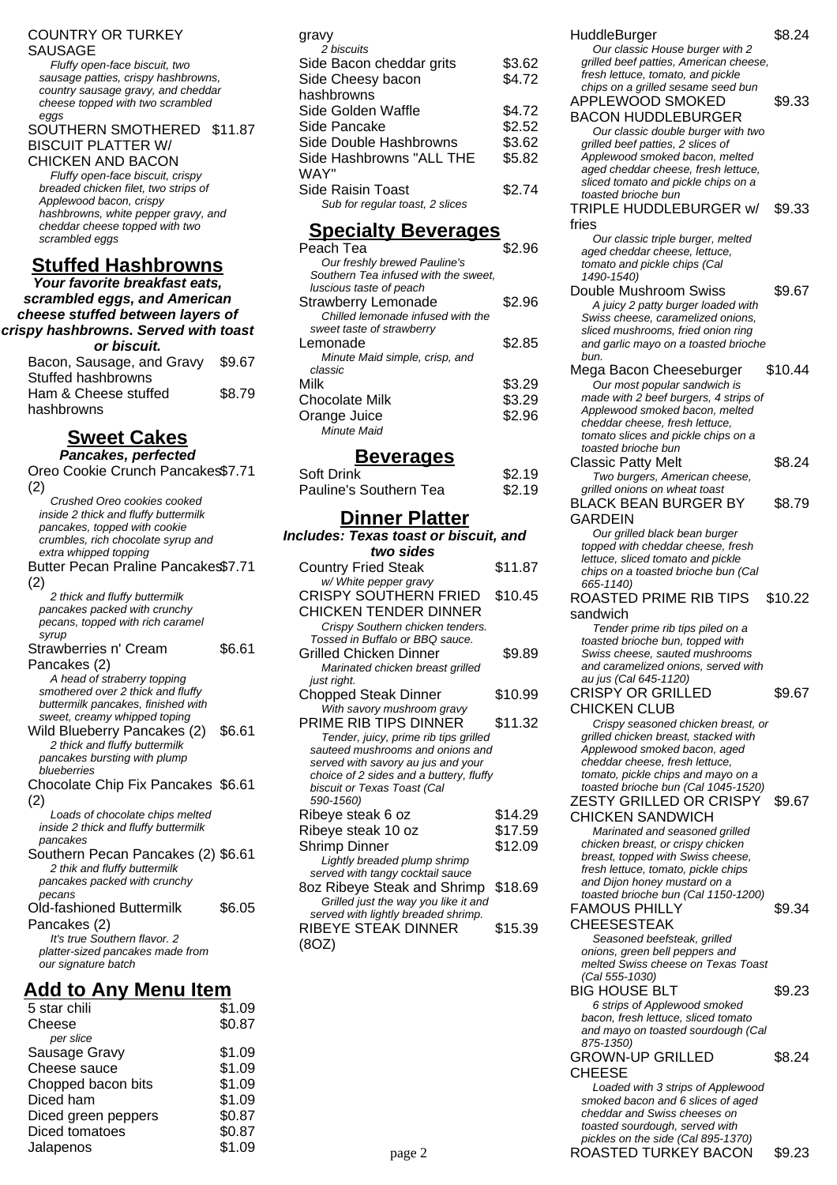COUNTRY OR TURKEY SAUSAGE

*Fluffy open-face biscuit, two sausage patties, crispy hashbrowns, country sausage gravy, and cheddar cheese topped with two scrambled eggs*

SOUTHERN SMOTHERED BISCUIT PLATTER W/ CHICKEN AND BACON — $11.87

*Fluffy open-face biscuit, crispy breaded chicken filet, two strips of Applewood bacon, crispy hashbrowns, white pepper gravy, and cheddar cheese topped with two scrambled eggs*

## Stuffed Hashbrowns

***Your favorite breakfast eats, scrambled eggs, and American cheese stuffed between layers of crispy hashbrowns. Served with toast or biscuit.***

| | |
|---|---|
| Bacon, Sausage, and Gravy Stuffed hashbrowns | $9.67 |
| Ham & Cheese stuffed hashbrowns | $8.79 |

## Sweet Cakes

***Pancakes, perfected***

Oreo Cookie Crunch Pancakes (2) — $7.71

*Crushed Oreo cookies cooked inside 2 thick and fluffy buttermilk pancakes, topped with cookie crumbles, rich chocolate syrup and extra whipped topping*

Butter Pecan Praline Pancakes (2) — $7.71

*2 thick and fluffy buttermilk pancakes packed with crunchy pecans, topped with rich caramel syrup*

Strawberries n' Cream Pancakes (2) — $6.61

*A head of straberry topping smothered over 2 thick and fluffy buttermilk pancakes, finished with sweet, creamy whipped toping*

Wild Blueberry Pancakes (2) — $6.61

*2 thick and fluffy buttermilk pancakes bursting with plump blueberries*

Chocolate Chip Fix Pancakes (2) — $6.61

*Loads of chocolate chips melted inside 2 thick and fluffy buttermilk pancakes*

Southern Pecan Pancakes (2) — $6.61

*2 thik and fluffy buttermilk pancakes packed with crunchy pecans*

Old-fashioned Buttermilk Pancakes (2) — $6.05

*It's true Southern flavor. 2 platter-sized pancakes made from our signature batch*

## Add to Any Menu Item

| | |
|---|---|
| 5 star chili | $1.09 |
| Cheese *per slice* | $0.87 |
| Sausage Gravy | $1.09 |
| Cheese sauce | $1.09 |
| Chopped bacon bits | $1.09 |
| Diced ham | $1.09 |
| Diced green peppers | $0.87 |
| Diced tomatoes | $0.87 |
| Jalapenos | $1.09 |

gravy

*2 biscuits*

| | |
|---|---|
| Side Bacon cheddar grits | $3.62 |
| Side Cheesy bacon hashbrowns | $4.72 |
| Side Golden Waffle | $4.72 |
| Side Pancake | $2.52 |
| Side Double Hashbrowns | $3.62 |
| Side Hashbrowns "ALL THE WAY" | $5.82 |
| Side Raisin Toast *Sub for regular toast, 2 slices* | $2.74 |

## Specialty Beverages

Peach Tea — $2.96

*Our freshly brewed Pauline's Southern Tea infused with the sweet, luscious taste of peach*

Strawberry Lemonade — $2.96

*Chilled lemonade infused with the sweet taste of strawberry*

Lemonade — $2.85

*Minute Maid simple, crisp, and classic*

Milk — $3.29

Chocolate Milk — $3.29

Orange Juice — $2.96

*Minute Maid*

## Beverages

| | |
|---|---|
| Soft Drink | $2.19 |
| Pauline's Southern Tea | $2.19 |

## Dinner Platter

***Includes: Texas toast or biscuit, and two sides***

Country Fried Steak — $11.87

*w/ White pepper gravy*

CRISPY SOUTHERN FRIED CHICKEN TENDER DINNER — $10.45

*Crispy Southern chicken tenders. Tossed in Buffalo or BBQ sauce.*

Grilled Chicken Dinner — $9.89

*Marinated chicken breast grilled just right.*

Chopped Steak Dinner — $10.99

*With savory mushroom gravy*

PRIME RIB TIPS DINNER — $11.32

*Tender, juicy, prime rib tips grilled sauteed mushrooms and onions and served with savory au jus and your choice of 2 sides and a buttery, fluffy biscuit or Texas Toast (Cal 590-1560)*

Ribeye steak 6 oz — $14.29

Ribeye steak 10 oz — $17.59

Shrimp Dinner — $12.09

*Lightly breaded plump shrimp served with tangy cocktail sauce*

8oz Ribeye Steak and Shrimp — $18.69

*Grilled just the way you like it and served with lightly breaded shrimp.*

RIBEYE STEAK DINNER (8OZ) — $15.39

HuddleBurger — $8.24

*Our classic House burger with 2 grilled beef patties, American cheese, fresh lettuce, tomato, and pickle chips on a grilled sesame seed bun*

APPLEWOOD SMOKED BACON HUDDLEBURGER — $9.33

*Our classic double burger with two grilled beef patties, 2 slices of Applewood smoked bacon, melted aged cheddar cheese, fresh lettuce, sliced tomato and pickle chips on a toasted brioche bun*

TRIPLE HUDDLEBURGER w/ fries — $9.33

*Our classic triple burger, melted aged cheddar cheese, lettuce, tomato and pickle chips (Cal 1490-1540)*

Double Mushroom Swiss — $9.67

*A juicy 2 patty burger loaded with Swiss cheese, caramelized onions, sliced mushrooms, fried onion ring and garlic mayo on a toasted brioche bun.*

Mega Bacon Cheeseburger — $10.44

*Our most popular sandwich is made with 2 beef burgers, 4 strips of Applewood smoked bacon, melted cheddar cheese, fresh lettuce, tomato slices and pickle chips on a toasted brioche bun*

Classic Patty Melt — $8.24

*Two burgers, American cheese, grilled onions on wheat toast*

BLACK BEAN BURGER BY GARDEIN — $8.79

*Our grilled black bean burger topped with cheddar cheese, fresh lettuce, sliced tomato and pickle chips on a toasted brioche bun (Cal 665-1140)*

ROASTED PRIME RIB TIPS sandwich — $10.22

*Tender prime rib tips piled on a toasted brioche bun, topped with Swiss cheese, sauted mushrooms and caramelized onions, served with au jus (Cal 645-1120)*

CRISPY OR GRILLED CHICKEN CLUB — $9.67

*Crispy seasoned chicken breast, or grilled chicken breast, stacked with Applewood smoked bacon, aged cheddar cheese, fresh lettuce, tomato, pickle chips and mayo on a toasted brioche bun (Cal 1045-1520)*

ZESTY GRILLED OR CRISPY CHICKEN SANDWICH — $9.67

*Marinated and seasoned grilled chicken breast, or crispy chicken breast, topped with Swiss cheese, fresh lettuce, tomato, pickle chips and Dijon honey mustard on a toasted brioche bun (Cal 1150-1200)*

FAMOUS PHILLY CHEESESTEAK — $9.34

*Seasoned beefsteak, grilled onions, green bell peppers and melted Swiss cheese on Texas Toast (Cal 555-1030)*

BIG HOUSE BLT — $9.23

*6 strips of Applewood smoked bacon, fresh lettuce, sliced tomato and mayo on toasted sourdough (Cal 875-1350)*

GROWN-UP GRILLED CHEESE — $8.24

*Loaded with 3 strips of Applewood smoked bacon and 6 slices of aged cheddar and Swiss cheeses on toasted sourdough, served with pickles on the side (Cal 895-1370)*

ROASTED TURKEY BACON — $9.23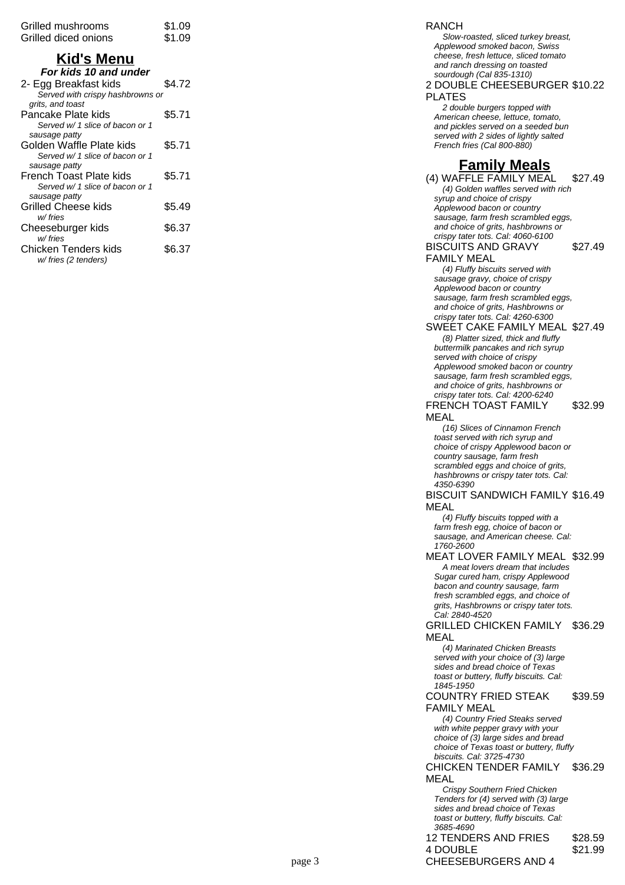Grilled mushrooms $1.09
Grilled diced onions $1.09

## Kid's Menu

***For kids 10 and under***

2- Egg Breakfast kids $4.72
*Served with crispy hashbrowns or grits, and toast*

Pancake Plate kids $5.71
*Served w/ 1 slice of bacon or 1 sausage patty*

Golden Waffle Plate kids $5.71
*Served w/ 1 slice of bacon or 1 sausage patty*

French Toast Plate kids $5.71
*Served w/ 1 slice of bacon or 1 sausage patty*

Grilled Cheese kids $5.49
*w/ fries*

Cheeseburger kids $6.37
*w/ fries*

Chicken Tenders kids $6.37
*w/ fries (2 tenders)*

RANCH
*Slow-roasted, sliced turkey breast, Applewood smoked bacon, Swiss cheese, fresh lettuce, sliced tomato and ranch dressing on toasted sourdough (Cal 835-1310)*

2 DOUBLE CHEESEBURGER PLATES $10.22
*2 double burgers topped with American cheese, lettuce, tomato, and pickles served on a seeded bun served with 2 sides of lightly salted French fries (Cal 800-880)*

## Family Meals

(4) WAFFLE FAMILY MEAL $27.49
*(4) Golden waffles served with rich syrup and choice of crispy Applewood bacon or country sausage, farm fresh scrambled eggs, and choice of grits, hashbrowns or crispy tater tots. Cal: 4060-6100*

BISCUITS AND GRAVY FAMILY MEAL $27.49
*(4) Fluffy biscuits served with sausage gravy, choice of crispy Applewood bacon or country sausage, farm fresh scrambled eggs, and choice of grits, Hashbrowns or crispy tater tots. Cal: 4260-6300*

SWEET CAKE FAMILY MEAL $27.49
*(8) Platter sized, thick and fluffy buttermilk pancakes and rich syrup served with choice of crispy Applewood smoked bacon or country sausage, farm fresh scrambled eggs, and choice of grits, hashbrowns or crispy tater tots. Cal: 4200-6240*

FRENCH TOAST FAMILY MEAL $32.99
*(16) Slices of Cinnamon French toast served with rich syrup and choice of crispy Applewood bacon or country sausage, farm fresh scrambled eggs and choice of grits, hashbrowns or crispy tater tots. Cal: 4350-6390*

BISCUIT SANDWICH FAMILY MEAL $16.49
*(4) Fluffy biscuits topped with a farm fresh egg, choice of bacon or sausage, and American cheese. Cal: 1760-2600*

MEAT LOVER FAMILY MEAL $32.99
*A meat lovers dream that includes Sugar cured ham, crispy Applewood bacon and country sausage, farm fresh scrambled eggs, and choice of grits, Hashbrowns or crispy tater tots. Cal: 2840-4520*

GRILLED CHICKEN FAMILY MEAL $36.29
*(4) Marinated Chicken Breasts served with your choice of (3) large sides and bread choice of Texas toast or buttery, fluffy biscuits. Cal: 1845-1950*

COUNTRY FRIED STEAK FAMILY MEAL $39.59
*(4) Country Fried Steaks served with white pepper gravy with your choice of (3) large sides and bread choice of Texas toast or buttery, fluffy biscuits. Cal: 3725-4730*

CHICKEN TENDER FAMILY MEAL $36.29
*Crispy Southern Fried Chicken Tenders for (4) served with (3) large sides and bread choice of Texas toast or buttery, fluffy biscuits. Cal: 3685-4690*

12 TENDERS AND FRIES $28.59

4 DOUBLE CHEESEBURGERS AND 4 $21.99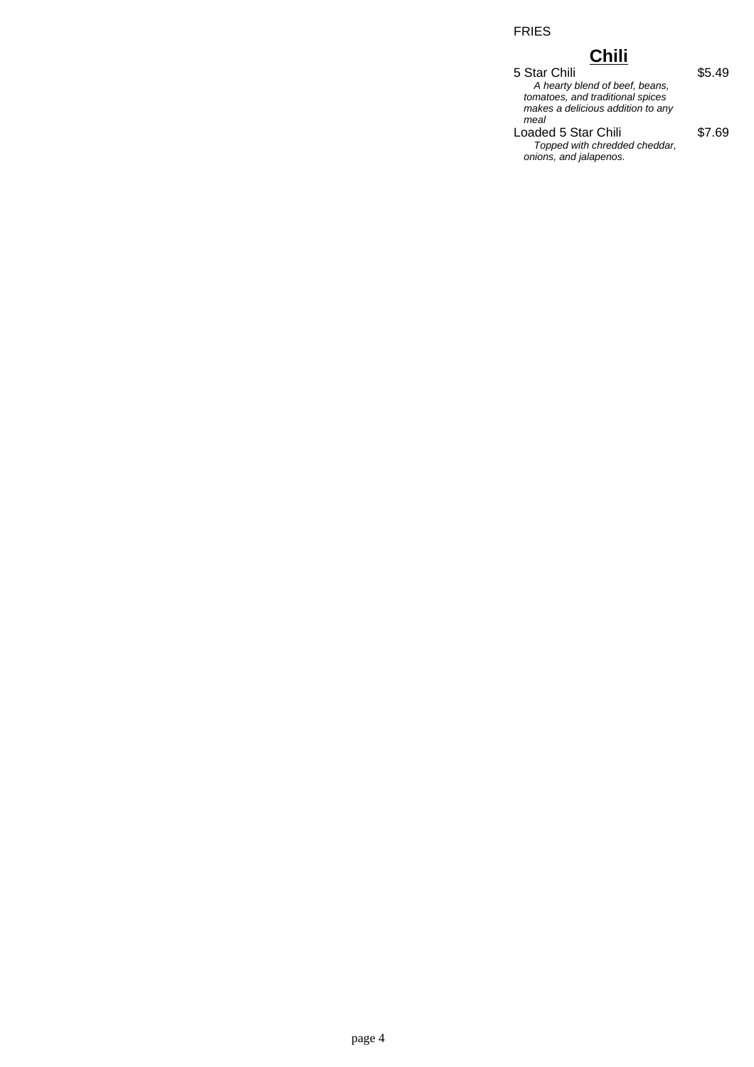FRIES

## Chili

5 Star Chili $5.49

*A hearty blend of beef, beans, tomatoes, and traditional spices makes a delicious addition to any meal*

Loaded 5 Star Chili $7.69

*Topped with chredded cheddar, onions, and jalapenos.*